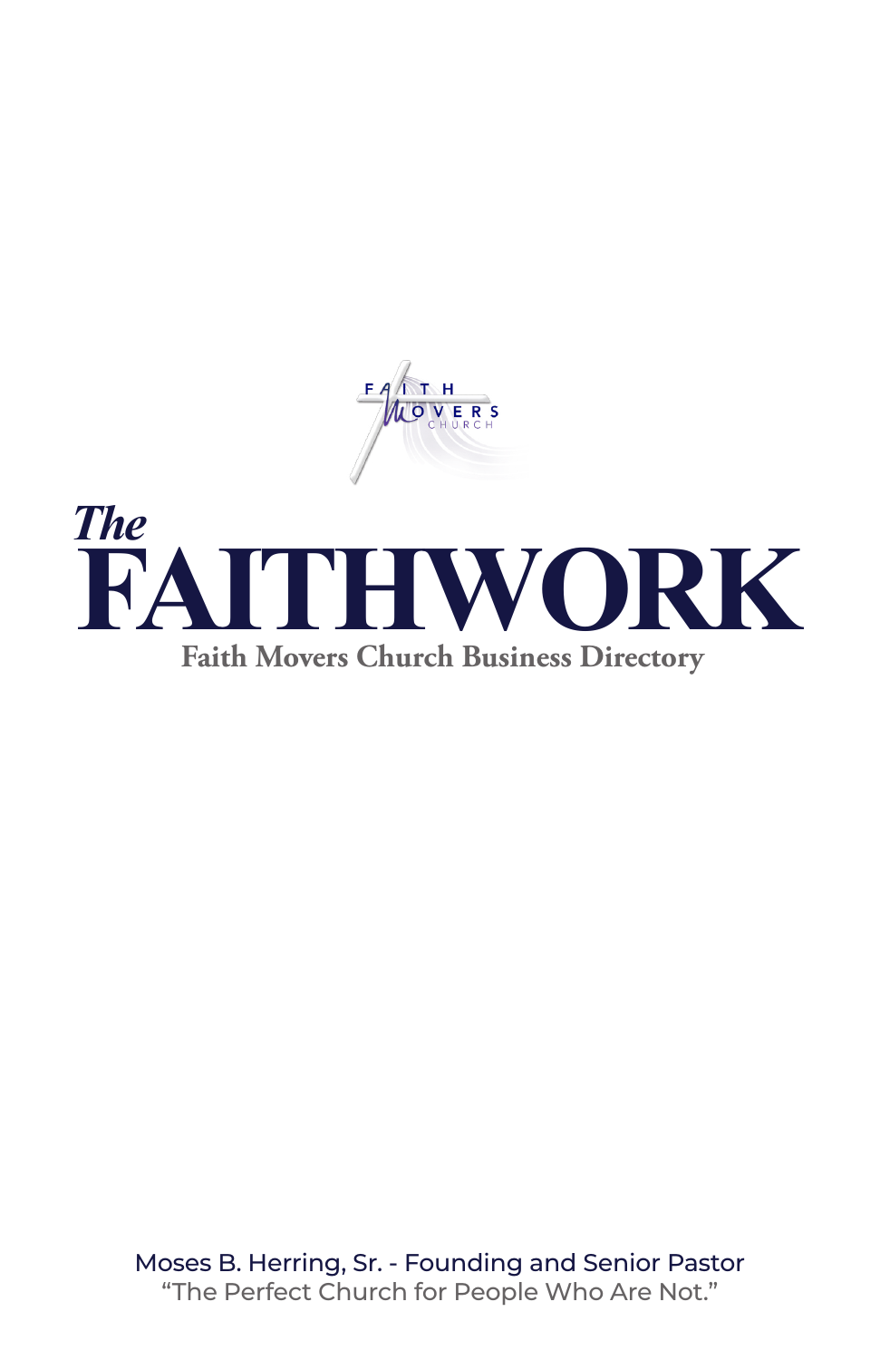FAITH MOVERS CHURCH

# *The* FAITHWORK

**Faith Movers Church Business Directory**

Moses B. Herring, Sr. - Founding and Senior Pastor

"The Perfect Church for People Who Are Not."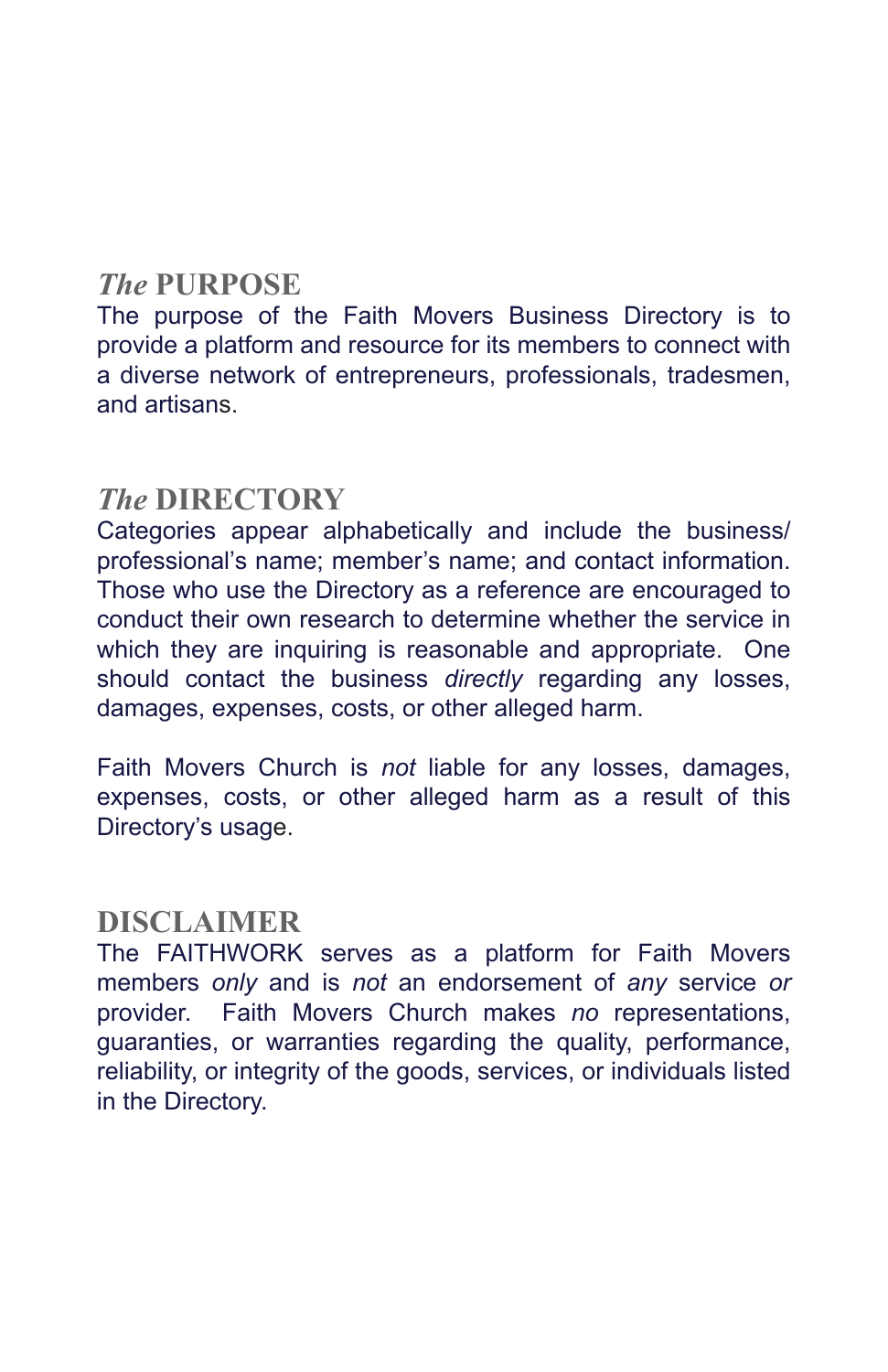## *The* PURPOSE

The purpose of the Faith Movers Business Directory is to provide a platform and resource for its members to connect with a diverse network of entrepreneurs, professionals, tradesmen, and artisans.

## *The* DIRECTORY

Categories appear alphabetically and include the business/professional's name; member's name; and contact information. Those who use the Directory as a reference are encouraged to conduct their own research to determine whether the service in which they are inquiring is reasonable and appropriate. One should contact the business *directly* regarding any losses, damages, expenses, costs, or other alleged harm.

Faith Movers Church is *not* liable for any losses, damages, expenses, costs, or other alleged harm as a result of this Directory's usage.

## DISCLAIMER

The FAITHWORK serves as a platform for Faith Movers members *only* and is *not* an endorsement of *any* service *or* provider. Faith Movers Church makes *no* representations, guaranties, or warranties regarding the quality, performance, reliability, or integrity of the goods, services, or individuals listed in the Directory.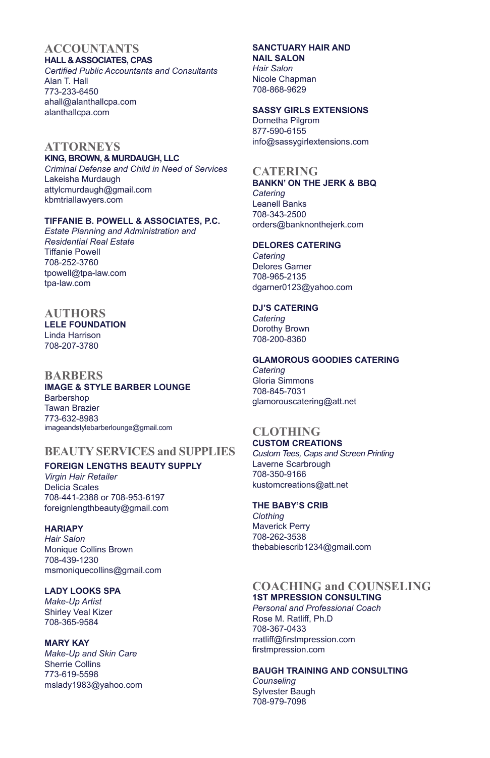## ACCOUNTANTS

**HALL & ASSOCIATES, CPAS**
*Certified Public Accountants and Consultants*
Alan T. Hall
773-233-6450
ahall@alanthallcpa.com
alanthallcpa.com

## ATTORNEYS

**KING, BROWN, & MURDAUGH, LLC**
*Criminal Defense and Child in Need of Services*
Lakeisha Murdaugh
attylcmurdaugh@gmail.com
kbmtriallawyers.com

**TIFFANIE B. POWELL & ASSOCIATES, P.C.**
*Estate Planning and Administration and Residential Real Estate*
Tiffanie Powell
708-252-3760
tpowell@tpa-law.com
tpa-law.com

## AUTHORS

**LELE FOUNDATION**
Linda Harrison
708-207-3780

## BARBERS

**IMAGE & STYLE BARBER LOUNGE**
Barbershop
Tawan Brazier
773-632-8983
imageandstylebarberlounge@gmail.com

## BEAUTY SERVICES and SUPPLIES

**FOREIGN LENGTHS BEAUTY SUPPLY**
*Virgin Hair Retailer*
Delicia Scales
708-441-2388 or 708-953-6197
foreignlengthbeauty@gmail.com

**HARIAPY**
*Hair Salon*
Monique Collins Brown
708-439-1230
msmoniquecollins@gmail.com

**LADY LOOKS SPA**
*Make-Up Artist*
Shirley Veal Kizer
708-365-9584

**MARY KAY**
*Make-Up and Skin Care*
Sherrie Collins
773-619-5598
mslady1983@yahoo.com

**SANCTUARY HAIR AND NAIL SALON**
*Hair Salon*
Nicole Chapman
708-868-9629

**SASSY GIRLS EXTENSIONS**
Dornetha Pilgrom
877-590-6155
info@sassygirlextensions.com

## CATERING

**BANKN' ON THE JERK & BBQ**
*Catering*
Leanell Banks
708-343-2500
orders@banknonthejerk.com

**DELORES CATERING**
*Catering*
Delores Garner
708-965-2135
dgarner0123@yahoo.com

**DJ'S CATERING**
*Catering*
Dorothy Brown
708-200-8360

**GLAMOROUS GOODIES CATERING**
*Catering*
Gloria Simmons
708-845-7031
glamorouscatering@att.net

## CLOTHING

**CUSTOM CREATIONS**
*Custom Tees, Caps and Screen Printing*
Laverne Scarbrough
708-350-9166
kustomcreations@att.net

**THE BABY'S CRIB**
*Clothing*
Maverick Perry
708-262-3538
thebabiescrib1234@gmail.com

## COACHING and COUNSELING

**1ST MPRESSION CONSULTING**
*Personal and Professional Coach*
Rose M. Ratliff, Ph.D
708-367-0433
rratliff@firstmpression.com
firstmpression.com

**BAUGH TRAINING AND CONSULTING**
*Counseling*
Sylvester Baugh
708-979-7098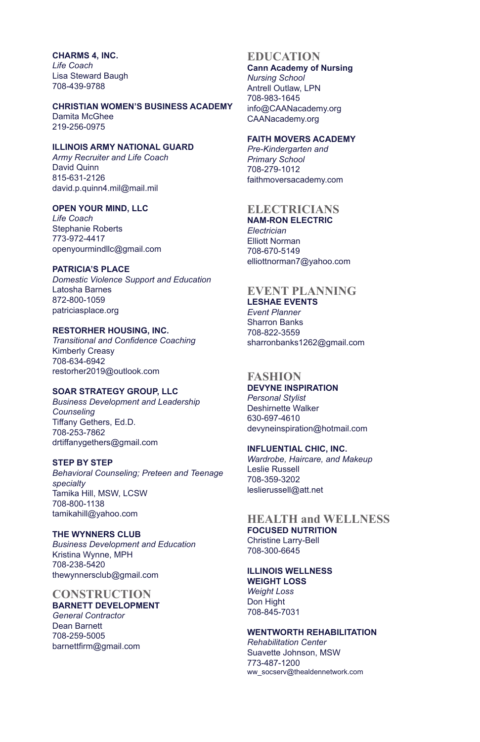**CHARMS 4, INC.**
*Life Coach*
Lisa Steward Baugh
708-439-9788

**CHRISTIAN WOMEN'S BUSINESS ACADEMY**
Damita McGhee
219-256-0975

**ILLINOIS ARMY NATIONAL GUARD**
*Army Recruiter and Life Coach*
David Quinn
815-631-2126
david.p.quinn4.mil@mail.mil

**OPEN YOUR MIND, LLC**
*Life Coach*
Stephanie Roberts
773-972-4417
openyourmindllc@gmail.com

**PATRICIA'S PLACE**
*Domestic Violence Support and Education*
Latosha Barnes
872-800-1059
patriciasplace.org

**RESTORHER HOUSING, INC.**
*Transitional and Confidence Coaching*
Kimberly Creasy
708-634-6942
restorher2019@outlook.com

**SOAR STRATEGY GROUP, LLC**
*Business Development and Leadership Counseling*
Tiffany Gethers, Ed.D.
708-253-7862
drtiffanygethers@gmail.com

**STEP BY STEP**
*Behavioral Counseling; Preteen and Teenage specialty*
Tamika Hill, MSW, LCSW
708-800-1138
tamikahill@yahoo.com

**THE WYNNERS CLUB**
*Business Development and Education*
Kristina Wynne, MPH
708-238-5420
thewynnersclub@gmail.com

## CONSTRUCTION

**BARNETT DEVELOPMENT**
*General Contractor*
Dean Barnett
708-259-5005
barnettfirm@gmail.com

## EDUCATION

**Cann Academy of Nursing**
*Nursing School*
Antrell Outlaw, LPN
708-983-1645
info@CAANacademy.org
CAANacademy.org

**FAITH MOVERS ACADEMY**
*Pre-Kindergarten and Primary School*
708-279-1012
faithmoversacademy.com

## ELECTRICIANS

**NAM-RON ELECTRIC**
*Electrician*
Elliott Norman
708-670-5149
elliottnorman7@yahoo.com

## EVENT PLANNING

**LESHAE EVENTS**
*Event Planner*
Sharron Banks
708-822-3559
sharronbanks1262@gmail.com

## FASHION

**DEVYNE INSPIRATION**
*Personal Stylist*
Deshirnette Walker
630-697-4610
devyneinspiration@hotmail.com

**INFLUENTIAL CHIC, INC.**
*Wardrobe, Haircare, and Makeup*
Leslie Russell
708-359-3202
leslierussell@att.net

## HEALTH and WELLNESS

**FOCUSED NUTRITION**
Christine Larry-Bell
708-300-6645

**ILLINOIS WELLNESS WEIGHT LOSS**
*Weight Loss*
Don Hight
708-845-7031

**WENTWORTH REHABILITATION**
*Rehabilitation Center*
Suavette Johnson, MSW
773-487-1200
ww_socserv@thealdennetwork.com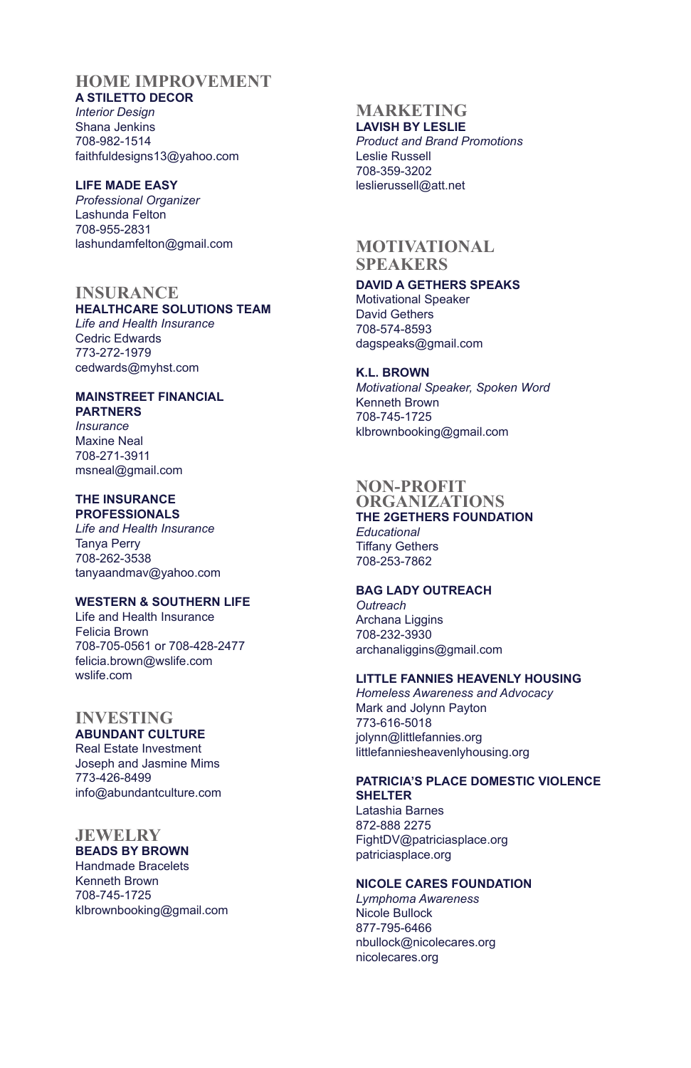## HOME IMPROVEMENT

**A STILETTO DECOR**
*Interior Design*
Shana Jenkins
708-982-1514
faithfuldesigns13@yahoo.com

**LIFE MADE EASY**
*Professional Organizer*
Lashunda Felton
708-955-2831
lashundamfelton@gmail.com

## INSURANCE

**HEALTHCARE SOLUTIONS TEAM**
*Life and Health Insurance*
Cedric Edwards
773-272-1979
cedwards@myhst.com

**MAINSTREET FINANCIAL PARTNERS**
*Insurance*
Maxine Neal
708-271-3911
msneal@gmail.com

**THE INSURANCE PROFESSIONALS**
*Life and Health Insurance*
Tanya Perry
708-262-3538
tanyaandmav@yahoo.com

**WESTERN & SOUTHERN LIFE**
Life and Health Insurance
Felicia Brown
708-705-0561 or 708-428-2477
felicia.brown@wslife.com
wslife.com

## INVESTING

**ABUNDANT CULTURE**
Real Estate Investment
Joseph and Jasmine Mims
773-426-8499
info@abundantculture.com

## JEWELRY

**BEADS BY BROWN**
Handmade Bracelets
Kenneth Brown
708-745-1725
klbrownbooking@gmail.com

## MARKETING

**LAVISH BY LESLIE**
*Product and Brand Promotions*
Leslie Russell
708-359-3202
leslierussell@att.net

## MOTIVATIONAL SPEAKERS

**DAVID A GETHERS SPEAKS**
Motivational Speaker
David Gethers
708-574-8593
dagspeaks@gmail.com

**K.L. BROWN**
*Motivational Speaker, Spoken Word*
Kenneth Brown
708-745-1725
klbrownbooking@gmail.com

## NON-PROFIT ORGANIZATIONS

**THE 2GETHERS FOUNDATION**
*Educational*
Tiffany Gethers
708-253-7862

**BAG LADY OUTREACH**
*Outreach*
Archana Liggins
708-232-3930
archanaliggins@gmail.com

**LITTLE FANNIES HEAVENLY HOUSING**
*Homeless Awareness and Advocacy*
Mark and Jolynn Payton
773-616-5018
jolynn@littlefannies.org
littlefanniesheavenlyhousing.org

**PATRICIA'S PLACE DOMESTIC VIOLENCE SHELTER**
Latashia Barnes
872-888 2275
FightDV@patriciasplace.org
patriciasplace.org

**NICOLE CARES FOUNDATION**
*Lymphoma Awareness*
Nicole Bullock
877-795-6466
nbullock@nicolecares.org
nicolecares.org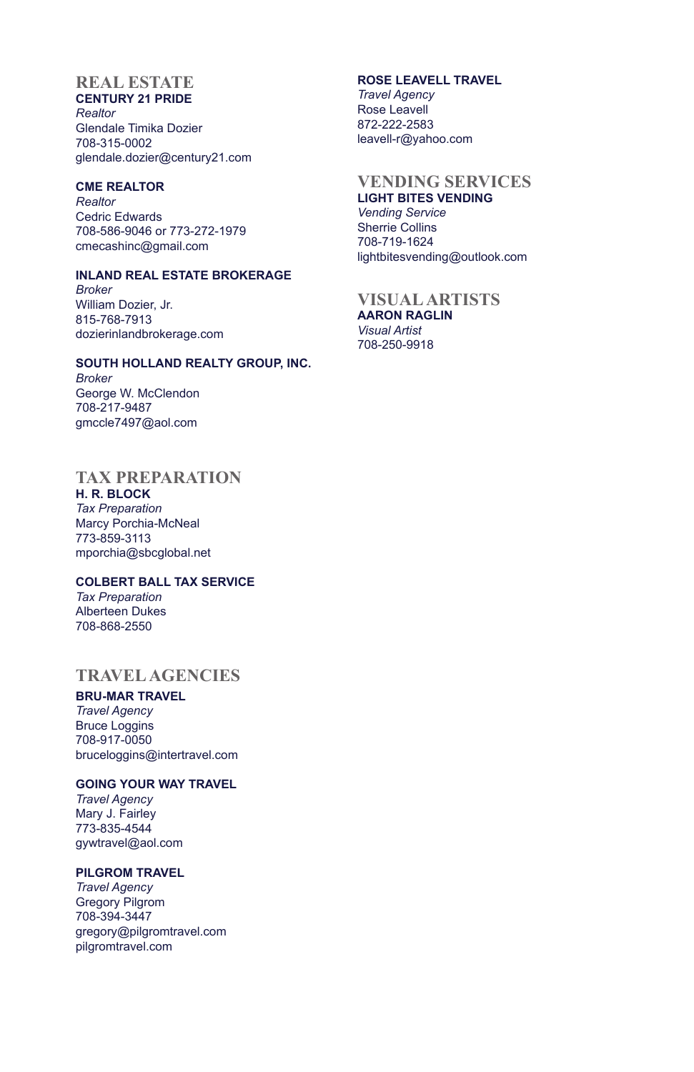## REAL ESTATE

**CENTURY 21 PRIDE**
*Realtor*
Glendale Timika Dozier
708-315-0002
glendale.dozier@century21.com

**CME REALTOR**
*Realtor*
Cedric Edwards
708-586-9046 or 773-272-1979
cmecashinc@gmail.com

**INLAND REAL ESTATE BROKERAGE**
*Broker*
William Dozier, Jr.
815-768-7913
dozierinlandbrokerage.com

**SOUTH HOLLAND REALTY GROUP, INC.**
*Broker*
George W. McClendon
708-217-9487
gmccle7497@aol.com

## TAX PREPARATION

**H. R. BLOCK**
*Tax Preparation*
Marcy Porchia-McNeal
773-859-3113
mporchia@sbcglobal.net

**COLBERT BALL TAX SERVICE**
*Tax Preparation*
Alberteen Dukes
708-868-2550

## TRAVEL AGENCIES

**BRU-MAR TRAVEL**
*Travel Agency*
Bruce Loggins
708-917-0050
bruceloggins@intertravel.com

**GOING YOUR WAY TRAVEL**
*Travel Agency*
Mary J. Fairley
773-835-4544
gywtravel@aol.com

**PILGROM TRAVEL**
*Travel Agency*
Gregory Pilgrom
708-394-3447
gregory@pilgromtravel.com
pilgromtravel.com

**ROSE LEAVELL TRAVEL**
*Travel Agency*
Rose Leavell
872-222-2583
leavell-r@yahoo.com

## VENDING SERVICES

**LIGHT BITES VENDING**
*Vending Service*
Sherrie Collins
708-719-1624
lightbitesvending@outlook.com

## VISUAL ARTISTS

**AARON RAGLIN**
*Visual Artist*
708-250-9918